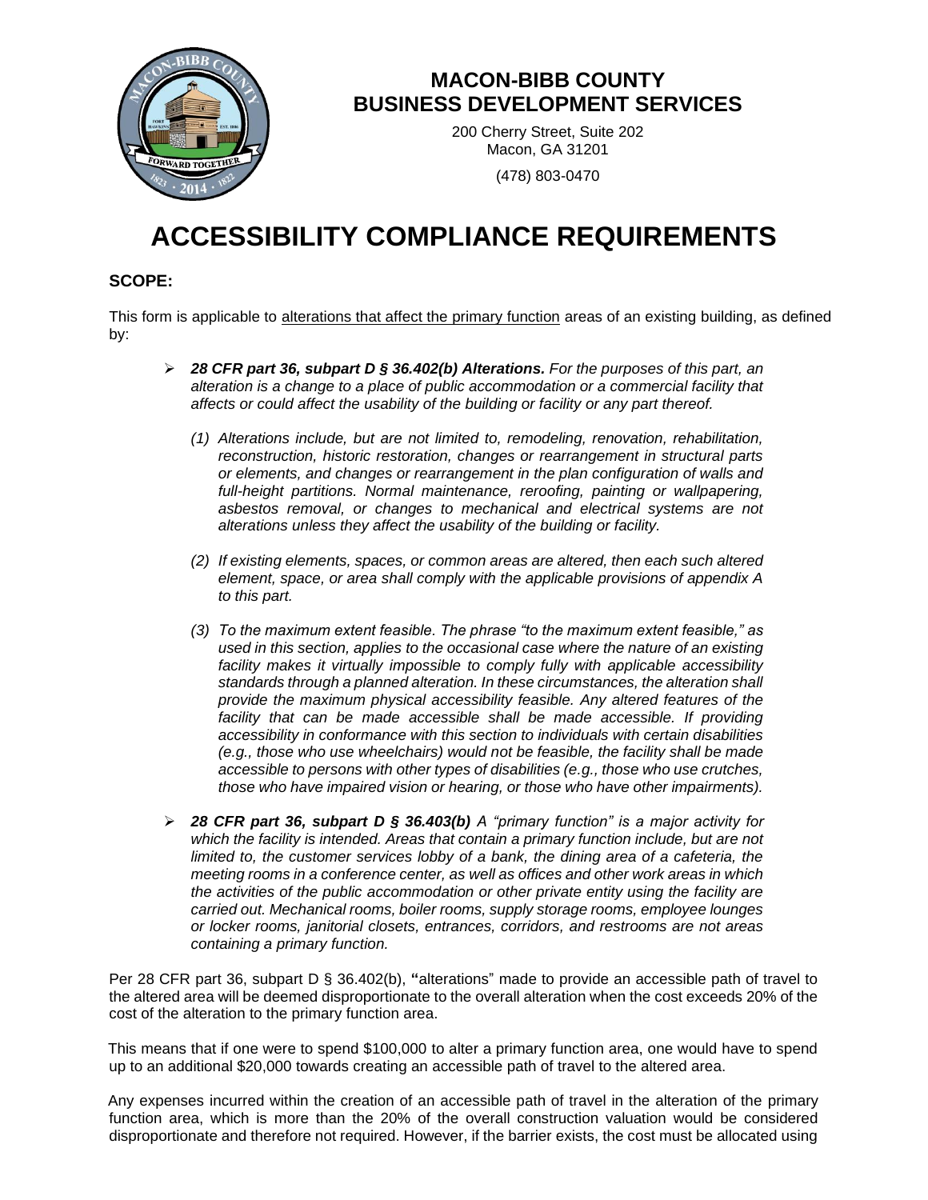**MACON-BIBB COUNTY**
**BUSINESS DEVELOPMENT SERVICES**

200 Cherry Street, Suite 202
Macon, GA 31201

(478) 803-0470

# ACCESSIBILITY COMPLIANCE REQUIREMENTS

## SCOPE:

This form is applicable to alterations that affect the primary function areas of an existing building, as defined by:

- ***28 CFR part 36, subpart D § 36.402(b) Alterations.*** *For the purposes of this part, an alteration is a change to a place of public accommodation or a commercial facility that affects or could affect the usability of the building or facility or any part thereof.*

  *(1) Alterations include, but are not limited to, remodeling, renovation, rehabilitation, reconstruction, historic restoration, changes or rearrangement in structural parts or elements, and changes or rearrangement in the plan configuration of walls and full-height partitions. Normal maintenance, reroofing, painting or wallpapering, asbestos removal, or changes to mechanical and electrical systems are not alterations unless they affect the usability of the building or facility.*

  *(2) If existing elements, spaces, or common areas are altered, then each such altered element, space, or area shall comply with the applicable provisions of appendix A to this part.*

  *(3) To the maximum extent feasible. The phrase "to the maximum extent feasible," as used in this section, applies to the occasional case where the nature of an existing facility makes it virtually impossible to comply fully with applicable accessibility standards through a planned alteration. In these circumstances, the alteration shall provide the maximum physical accessibility feasible. Any altered features of the facility that can be made accessible shall be made accessible. If providing accessibility in conformance with this section to individuals with certain disabilities (e.g., those who use wheelchairs) would not be feasible, the facility shall be made accessible to persons with other types of disabilities (e.g., those who use crutches, those who have impaired vision or hearing, or those who have other impairments).*

- ***28 CFR part 36, subpart D § 36.403(b)*** *A "primary function" is a major activity for which the facility is intended. Areas that contain a primary function include, but are not limited to, the customer services lobby of a bank, the dining area of a cafeteria, the meeting rooms in a conference center, as well as offices and other work areas in which the activities of the public accommodation or other private entity using the facility are carried out. Mechanical rooms, boiler rooms, supply storage rooms, employee lounges or locker rooms, janitorial closets, entrances, corridors, and restrooms are not areas containing a primary function.*

Per 28 CFR part 36, subpart D § 36.402(b), "alterations" made to provide an accessible path of travel to the altered area will be deemed disproportionate to the overall alteration when the cost exceeds 20% of the cost of the alteration to the primary function area.

This means that if one were to spend $100,000 to alter a primary function area, one would have to spend up to an additional $20,000 towards creating an accessible path of travel to the altered area.

Any expenses incurred within the creation of an accessible path of travel in the alteration of the primary function area, which is more than the 20% of the overall construction valuation would be considered disproportionate and therefore not required. However, if the barrier exists, the cost must be allocated using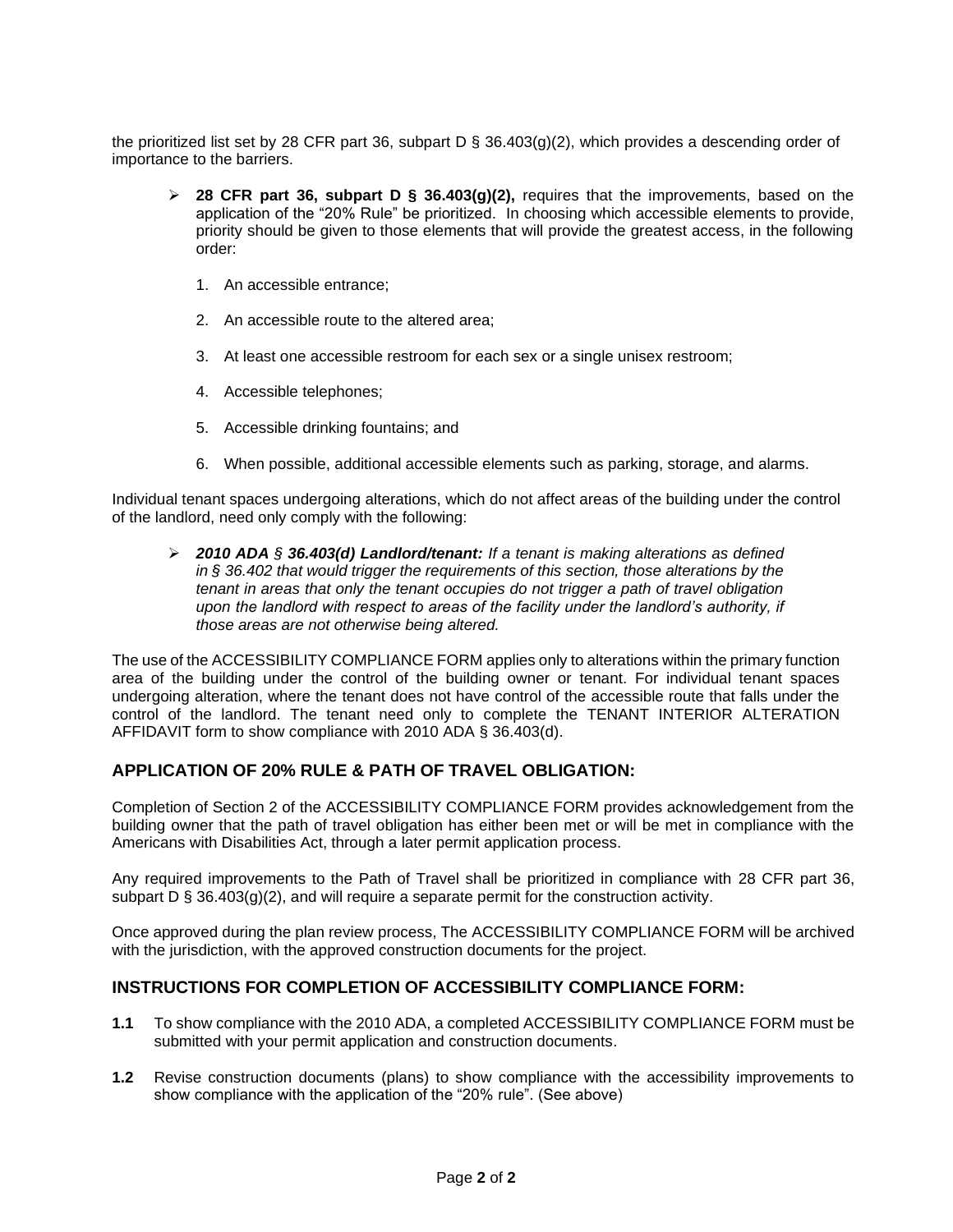the prioritized list set by 28 CFR part 36, subpart D § 36.403(g)(2), which provides a descending order of importance to the barriers.

- **28 CFR part 36, subpart D § 36.403(g)(2),** requires that the improvements, based on the application of the "20% Rule" be prioritized. In choosing which accessible elements to provide, priority should be given to those elements that will provide the greatest access, in the following order:

    1. An accessible entrance;
    2. An accessible route to the altered area;
    3. At least one accessible restroom for each sex or a single unisex restroom;
    4. Accessible telephones;
    5. Accessible drinking fountains; and
    6. When possible, additional accessible elements such as parking, storage, and alarms.

Individual tenant spaces undergoing alterations, which do not affect areas of the building under the control of the landlord, need only comply with the following:

- ***2010 ADA § 36.403(d) Landlord/tenant:*** *If a tenant is making alterations as defined in § 36.402 that would trigger the requirements of this section, those alterations by the tenant in areas that only the tenant occupies do not trigger a path of travel obligation upon the landlord with respect to areas of the facility under the landlord's authority, if those areas are not otherwise being altered.*

The use of the ACCESSIBILITY COMPLIANCE FORM applies only to alterations within the primary function area of the building under the control of the building owner or tenant. For individual tenant spaces undergoing alteration, where the tenant does not have control of the accessible route that falls under the control of the landlord. The tenant need only to complete the TENANT INTERIOR ALTERATION AFFIDAVIT form to show compliance with 2010 ADA § 36.403(d).

## APPLICATION OF 20% RULE & PATH OF TRAVEL OBLIGATION:

Completion of Section 2 of the ACCESSIBILITY COMPLIANCE FORM provides acknowledgement from the building owner that the path of travel obligation has either been met or will be met in compliance with the Americans with Disabilities Act, through a later permit application process.

Any required improvements to the Path of Travel shall be prioritized in compliance with 28 CFR part 36, subpart D § 36.403(g)(2), and will require a separate permit for the construction activity.

Once approved during the plan review process, The ACCESSIBILITY COMPLIANCE FORM will be archived with the jurisdiction, with the approved construction documents for the project.

## INSTRUCTIONS FOR COMPLETION OF ACCESSIBILITY COMPLIANCE FORM:

**1.1** To show compliance with the 2010 ADA, a completed ACCESSIBILITY COMPLIANCE FORM must be submitted with your permit application and construction documents.

**1.2** Revise construction documents (plans) to show compliance with the accessibility improvements to show compliance with the application of the "20% rule". (See above)